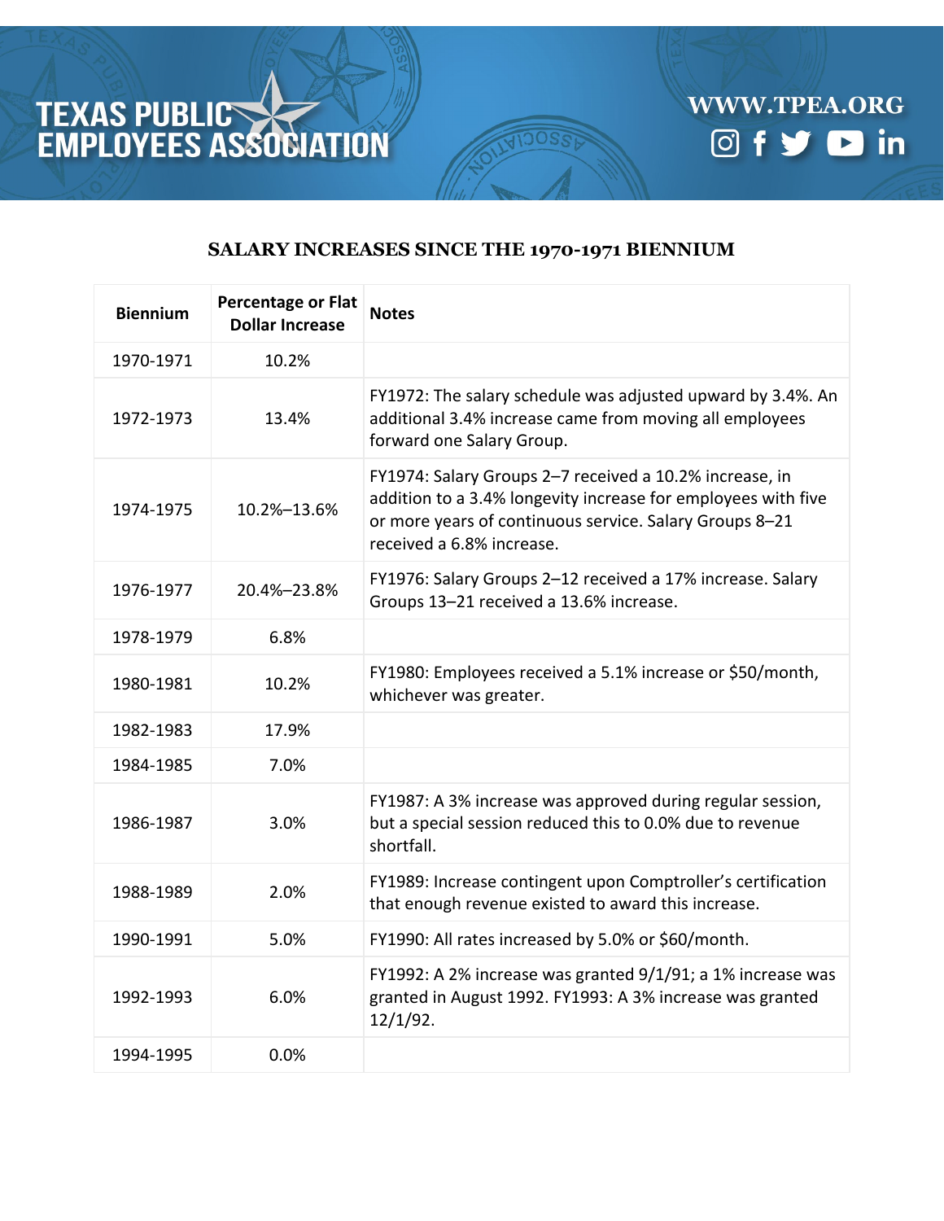# TEXAS PUBLIC EMPLOYEES ASSOCIATION

WWW.TPEA.ORG

## SALARY INCREASES SINCE THE 1970-1971 BIENNIUM

| Biennium | Percentage or Flat Dollar Increase | Notes |
|---|---|---|
| 1970-1971 | 10.2% | |
| 1972-1973 | 13.4% | FY1972: The salary schedule was adjusted upward by 3.4%. An additional 3.4% increase came from moving all employees forward one Salary Group. |
| 1974-1975 | 10.2%–13.6% | FY1974: Salary Groups 2–7 received a 10.2% increase, in addition to a 3.4% longevity increase for employees with five or more years of continuous service. Salary Groups 8–21 received a 6.8% increase. |
| 1976-1977 | 20.4%–23.8% | FY1976: Salary Groups 2–12 received a 17% increase. Salary Groups 13–21 received a 13.6% increase. |
| 1978-1979 | 6.8% | |
| 1980-1981 | 10.2% | FY1980: Employees received a 5.1% increase or $50/month, whichever was greater. |
| 1982-1983 | 17.9% | |
| 1984-1985 | 7.0% | |
| 1986-1987 | 3.0% | FY1987: A 3% increase was approved during regular session, but a special session reduced this to 0.0% due to revenue shortfall. |
| 1988-1989 | 2.0% | FY1989: Increase contingent upon Comptroller's certification that enough revenue existed to award this increase. |
| 1990-1991 | 5.0% | FY1990: All rates increased by 5.0% or $60/month. |
| 1992-1993 | 6.0% | FY1992: A 2% increase was granted 9/1/91; a 1% increase was granted in August 1992. FY1993: A 3% increase was granted 12/1/92. |
| 1994-1995 | 0.0% | |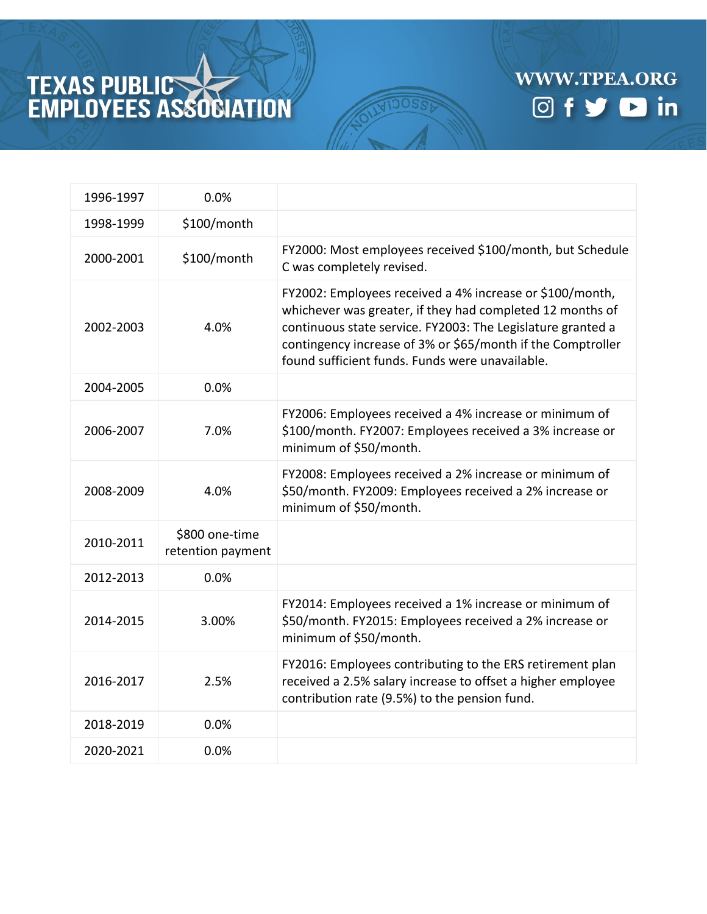| | | |
|---|---|---|
| 1996-1997 | 0.0% | |
| 1998-1999 | $100/month | |
| 2000-2001 | $100/month | FY2000: Most employees received $100/month, but Schedule C was completely revised. |
| 2002-2003 | 4.0% | FY2002: Employees received a 4% increase or $100/month, whichever was greater, if they had completed 12 months of continuous state service. FY2003: The Legislature granted a contingency increase of 3% or $65/month if the Comptroller found sufficient funds. Funds were unavailable. |
| 2004-2005 | 0.0% | |
| 2006-2007 | 7.0% | FY2006: Employees received a 4% increase or minimum of $100/month. FY2007: Employees received a 3% increase or minimum of $50/month. |
| 2008-2009 | 4.0% | FY2008: Employees received a 2% increase or minimum of $50/month. FY2009: Employees received a 2% increase or minimum of $50/month. |
| 2010-2011 | $800 one-time retention payment | |
| 2012-2013 | 0.0% | |
| 2014-2015 | 3.00% | FY2014: Employees received a 1% increase or minimum of $50/month. FY2015: Employees received a 2% increase or minimum of $50/month. |
| 2016-2017 | 2.5% | FY2016: Employees contributing to the ERS retirement plan received a 2.5% salary increase to offset a higher employee contribution rate (9.5%) to the pension fund. |
| 2018-2019 | 0.0% | |
| 2020-2021 | 0.0% | |